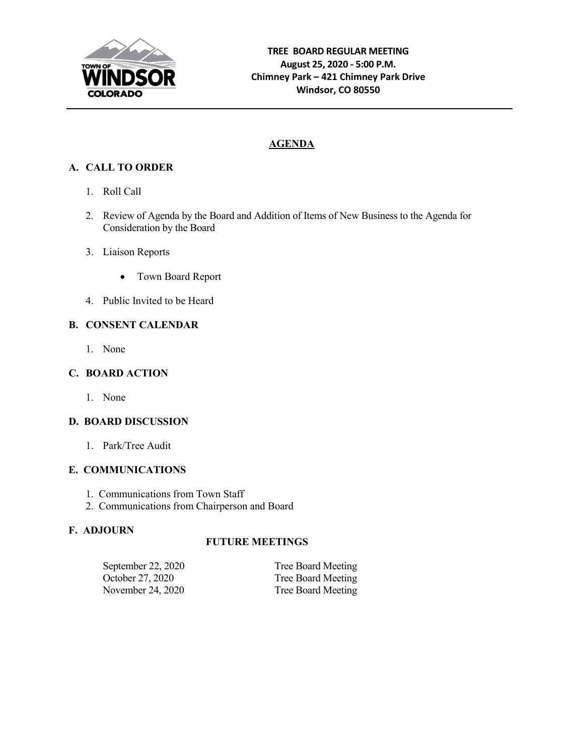TOWN OF WINDSOR COLORADO

**TREE BOARD REGULAR MEETING**
**August 25, 2020 - 5:00 P.M.**
**Chimney Park – 421 Chimney Park Drive**
**Windsor, CO 80550**

---

## AGENDA

### A. CALL TO ORDER

1. Roll Call
2. Review of Agenda by the Board and Addition of Items of New Business to the Agenda for Consideration by the Board
3. Liaison Reports
   - Town Board Report
4. Public Invited to be Heard

### B. CONSENT CALENDAR

1. None

### C. BOARD ACTION

1. None

### D. BOARD DISCUSSION

1. Park/Tree Audit

### E. COMMUNICATIONS

1. Communications from Town Staff
2. Communications from Chairperson and Board

### F. ADJOURN

**FUTURE MEETINGS**

| | |
|---|---|
| September 22, 2020 | Tree Board Meeting |
| October 27, 2020 | Tree Board Meeting |
| November 24, 2020 | Tree Board Meeting |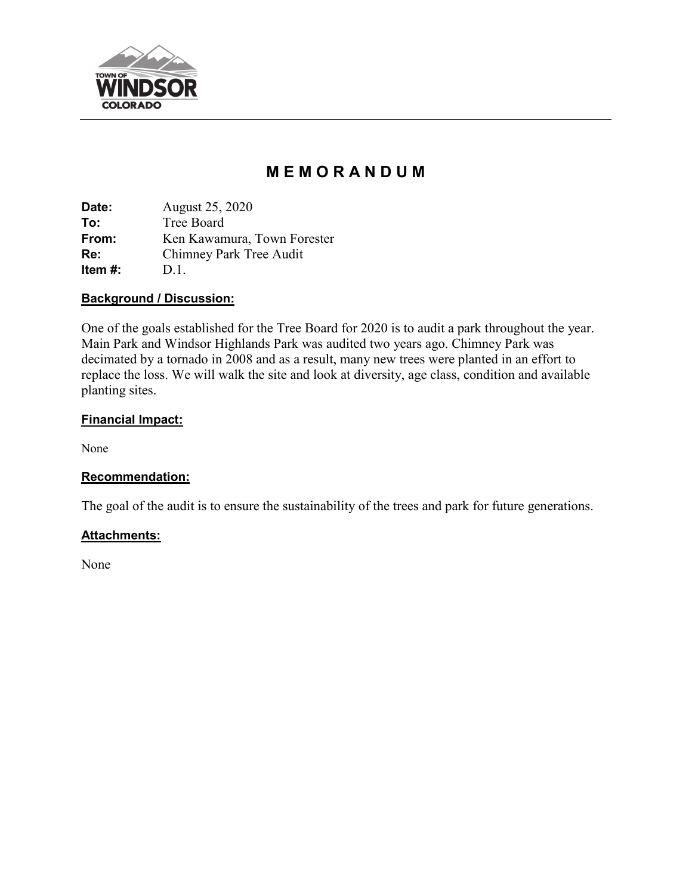# M E M O R A N D U M

**Date:** August 25, 2020
**To:** Tree Board
**From:** Ken Kawamura, Town Forester
**Re:** Chimney Park Tree Audit
**Item #:** D.1.

**Background / Discussion:**

One of the goals established for the Tree Board for 2020 is to audit a park throughout the year. Main Park and Windsor Highlands Park was audited two years ago. Chimney Park was decimated by a tornado in 2008 and as a result, many new trees were planted in an effort to replace the loss. We will walk the site and look at diversity, age class, condition and available planting sites.

**Financial Impact:**

None

**Recommendation:**

The goal of the audit is to ensure the sustainability of the trees and park for future generations.

**Attachments:**

None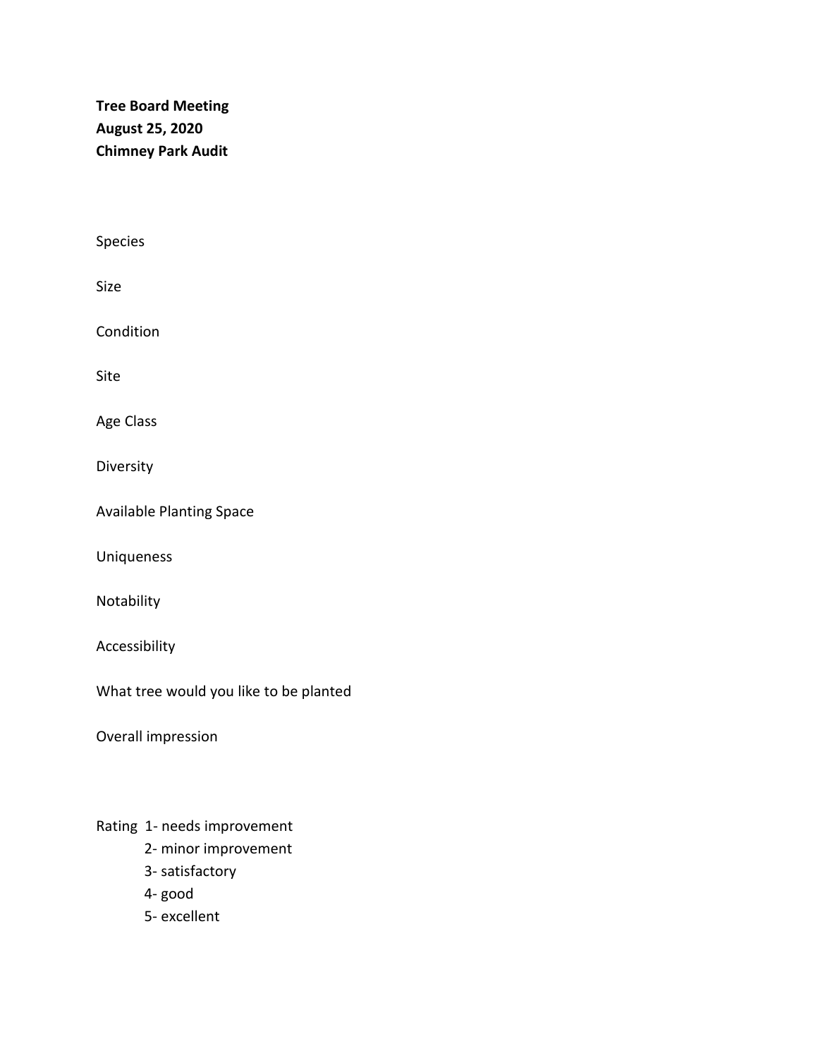**Tree Board Meeting**
**August 25, 2020**
**Chimney Park Audit**

Species

Size

Condition

Site

Age Class

Diversity

Available Planting Space

Uniqueness

Notability

Accessibility

What tree would you like to be planted

Overall impression

Rating 1- needs improvement
2- minor improvement
3- satisfactory
4- good
5- excellent